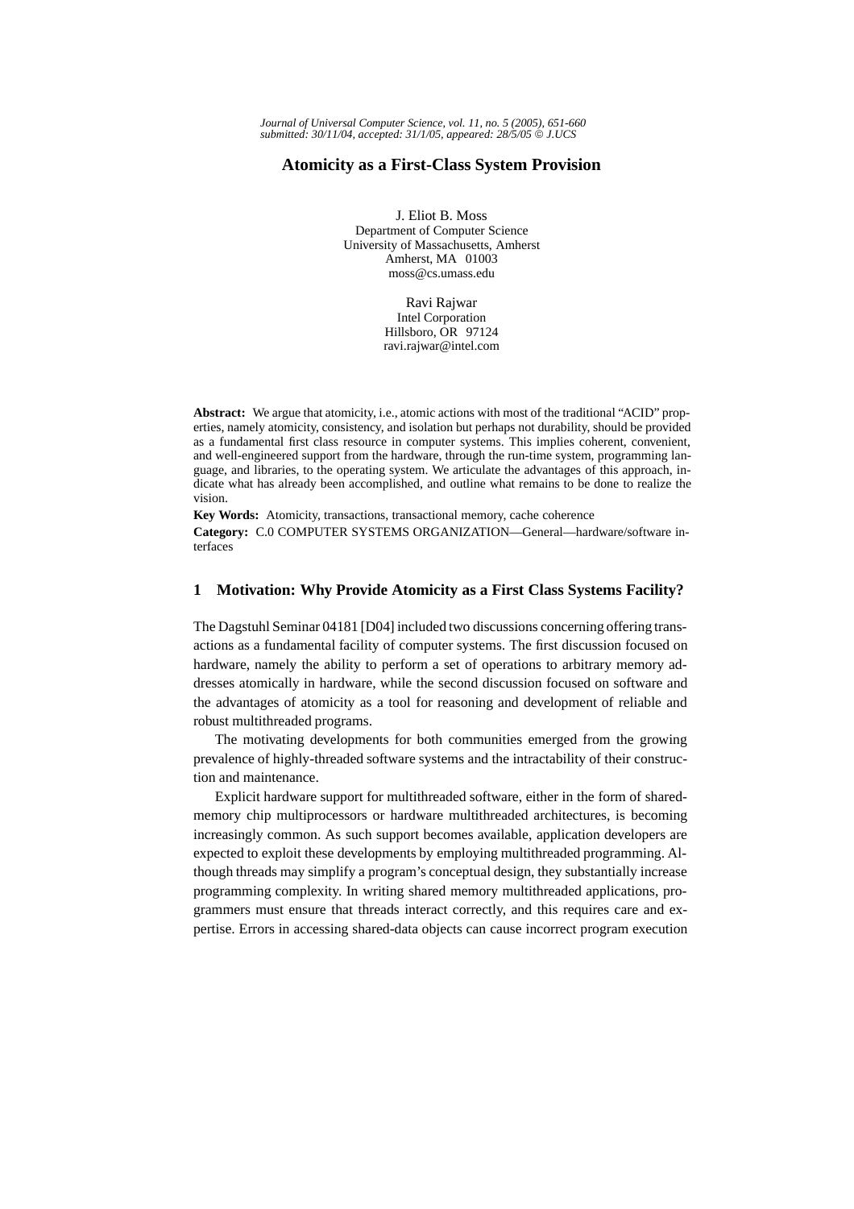# Atomicity as a First-Class System Provision

J. Eliot B. Moss
Department of Computer Science
University of Massachusetts, Amherst
Amherst, MA 01003
moss@cs.umass.edu

Ravi Rajwar
Intel Corporation
Hillsboro, OR 97124
ravi.rajwar@intel.com

**Abstract:** We argue that atomicity, i.e., atomic actions with most of the traditional "ACID" properties, namely atomicity, consistency, and isolation but perhaps not durability, should be provided as a fundamental first class resource in computer systems. This implies coherent, convenient, and well-engineered support from the hardware, through the run-time system, programming language, and libraries, to the operating system. We articulate the advantages of this approach, indicate what has already been accomplished, and outline what remains to be done to realize the vision.

**Key Words:** Atomicity, transactions, transactional memory, cache coherence

**Category:** C.0 COMPUTER SYSTEMS ORGANIZATION—General—hardware/software interfaces

## 1 Motivation: Why Provide Atomicity as a First Class Systems Facility?

The Dagstuhl Seminar 04181 [D04] included two discussions concerning offering transactions as a fundamental facility of computer systems. The first discussion focused on hardware, namely the ability to perform a set of operations to arbitrary memory addresses atomically in hardware, while the second discussion focused on software and the advantages of atomicity as a tool for reasoning and development of reliable and robust multithreaded programs.

The motivating developments for both communities emerged from the growing prevalence of highly-threaded software systems and the intractability of their construction and maintenance.

Explicit hardware support for multithreaded software, either in the form of shared-memory chip multiprocessors or hardware multithreaded architectures, is becoming increasingly common. As such support becomes available, application developers are expected to exploit these developments by employing multithreaded programming. Although threads may simplify a program's conceptual design, they substantially increase programming complexity. In writing shared memory multithreaded applications, programmers must ensure that threads interact correctly, and this requires care and expertise. Errors in accessing shared-data objects can cause incorrect program execution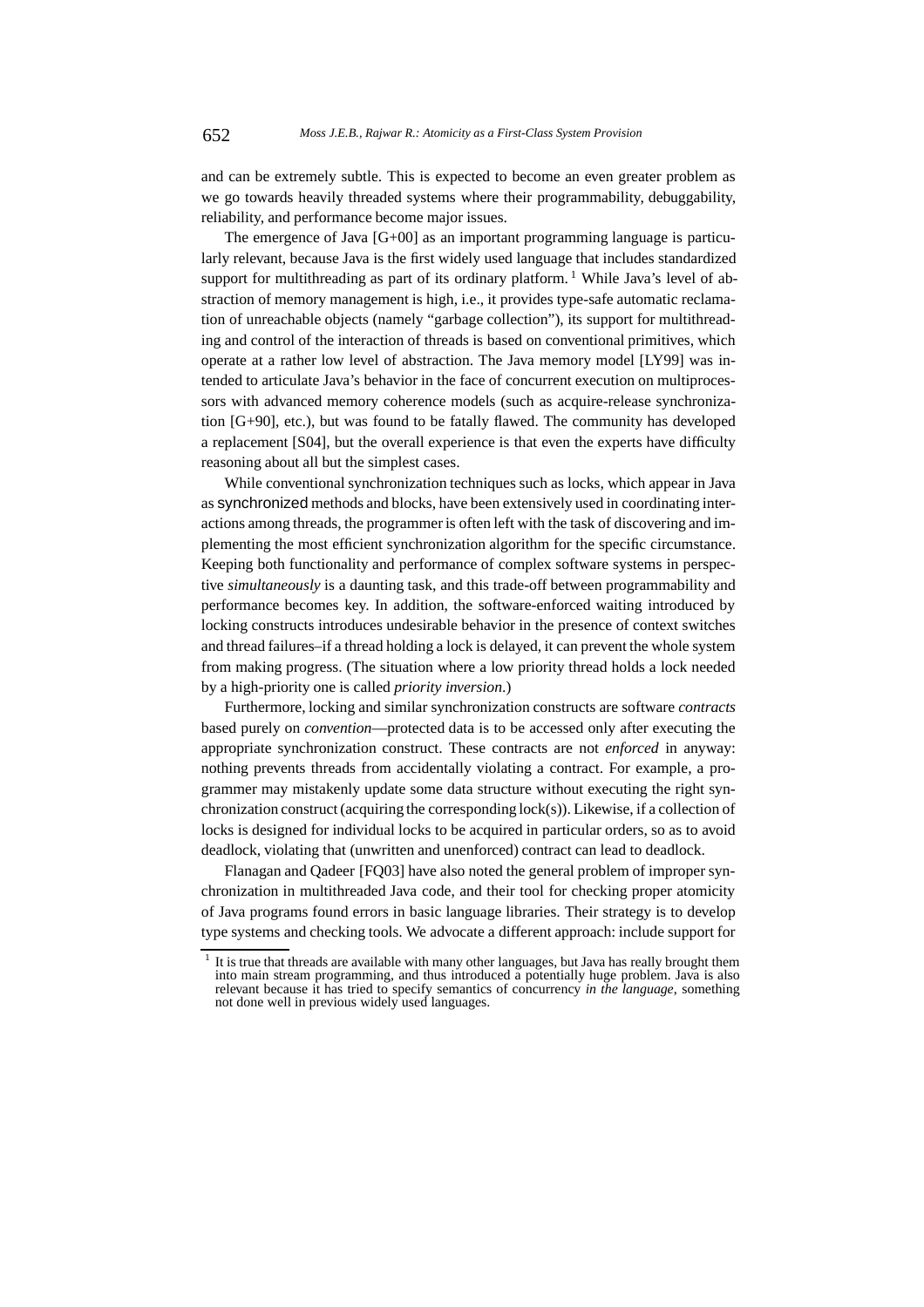and can be extremely subtle. This is expected to become an even greater problem as we go towards heavily threaded systems where their programmability, debuggability, reliability, and performance become major issues.

The emergence of Java [G+00] as an important programming language is particularly relevant, because Java is the first widely used language that includes standardized support for multithreading as part of its ordinary platform. [1] While Java's level of abstraction of memory management is high, i.e., it provides type-safe automatic reclamation of unreachable objects (namely "garbage collection"), its support for multithreading and control of the interaction of threads is based on conventional primitives, which operate at a rather low level of abstraction. The Java memory model [LY99] was intended to articulate Java's behavior in the face of concurrent execution on multiprocessors with advanced memory coherence models (such as acquire-release synchronization [G+90], etc.), but was found to be fatally flawed. The community has developed a replacement [S04], but the overall experience is that even the experts have difficulty reasoning about all but the simplest cases.

While conventional synchronization techniques such as locks, which appear in Java as synchronized methods and blocks, have been extensively used in coordinating interactions among threads, the programmer is often left with the task of discovering and implementing the most efficient synchronization algorithm for the specific circumstance. Keeping both functionality and performance of complex software systems in perspective *simultaneously* is a daunting task, and this trade-off between programmability and performance becomes key. In addition, the software-enforced waiting introduced by locking constructs introduces undesirable behavior in the presence of context switches and thread failures–if a thread holding a lock is delayed, it can prevent the whole system from making progress. (The situation where a low priority thread holds a lock needed by a high-priority one is called *priority inversion*.)

Furthermore, locking and similar synchronization constructs are software *contracts* based purely on *convention*—protected data is to be accessed only after executing the appropriate synchronization construct. These contracts are not *enforced* in anyway: nothing prevents threads from accidentally violating a contract. For example, a programmer may mistakenly update some data structure without executing the right synchronization construct (acquiring the corresponding lock(s)). Likewise, if a collection of locks is designed for individual locks to be acquired in particular orders, so as to avoid deadlock, violating that (unwritten and unenforced) contract can lead to deadlock.

Flanagan and Qadeer [FQ03] have also noted the general problem of improper synchronization in multithreaded Java code, and their tool for checking proper atomicity of Java programs found errors in basic language libraries. Their strategy is to develop type systems and checking tools. We advocate a different approach: include support for

[1] It is true that threads are available with many other languages, but Java has really brought them into main stream programming, and thus introduced a potentially huge problem. Java is also relevant because it has tried to specify semantics of concurrency *in the language*, something not done well in previous widely used languages.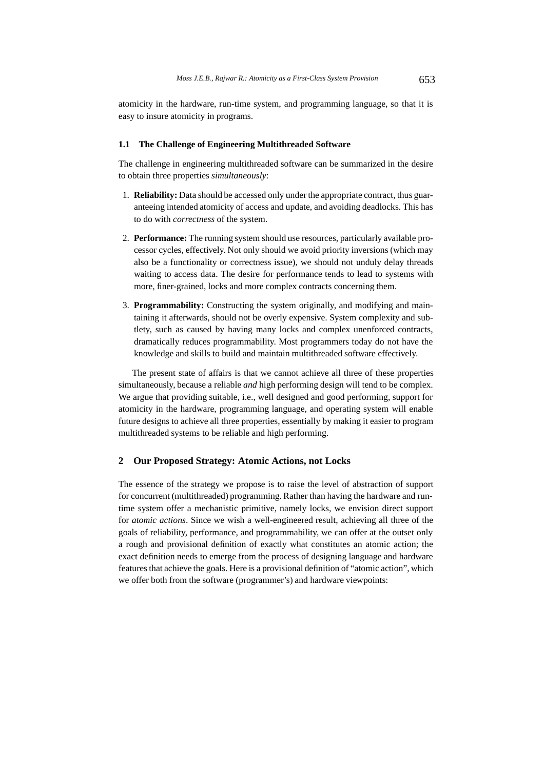atomicity in the hardware, run-time system, and programming language, so that it is easy to insure atomicity in programs.

### 1.1 The Challenge of Engineering Multithreaded Software

The challenge in engineering multithreaded software can be summarized in the desire to obtain three properties *simultaneously*:

1. **Reliability:** Data should be accessed only under the appropriate contract, thus guaranteeing intended atomicity of access and update, and avoiding deadlocks. This has to do with *correctness* of the system.
2. **Performance:** The running system should use resources, particularly available processor cycles, effectively. Not only should we avoid priority inversions (which may also be a functionality or correctness issue), we should not unduly delay threads waiting to access data. The desire for performance tends to lead to systems with more, finer-grained, locks and more complex contracts concerning them.
3. **Programmability:** Constructing the system originally, and modifying and maintaining it afterwards, should not be overly expensive. System complexity and subtlety, such as caused by having many locks and complex unenforced contracts, dramatically reduces programmability. Most programmers today do not have the knowledge and skills to build and maintain multithreaded software effectively.

The present state of affairs is that we cannot achieve all three of these properties simultaneously, because a reliable *and* high performing design will tend to be complex. We argue that providing suitable, i.e., well designed and good performing, support for atomicity in the hardware, programming language, and operating system will enable future designs to achieve all three properties, essentially by making it easier to program multithreaded systems to be reliable and high performing.

## 2 Our Proposed Strategy: Atomic Actions, not Locks

The essence of the strategy we propose is to raise the level of abstraction of support for concurrent (multithreaded) programming. Rather than having the hardware and run-time system offer a mechanistic primitive, namely locks, we envision direct support for *atomic actions*. Since we wish a well-engineered result, achieving all three of the goals of reliability, performance, and programmability, we can offer at the outset only a rough and provisional definition of exactly what constitutes an atomic action; the exact definition needs to emerge from the process of designing language and hardware features that achieve the goals. Here is a provisional definition of "atomic action", which we offer both from the software (programmer's) and hardware viewpoints: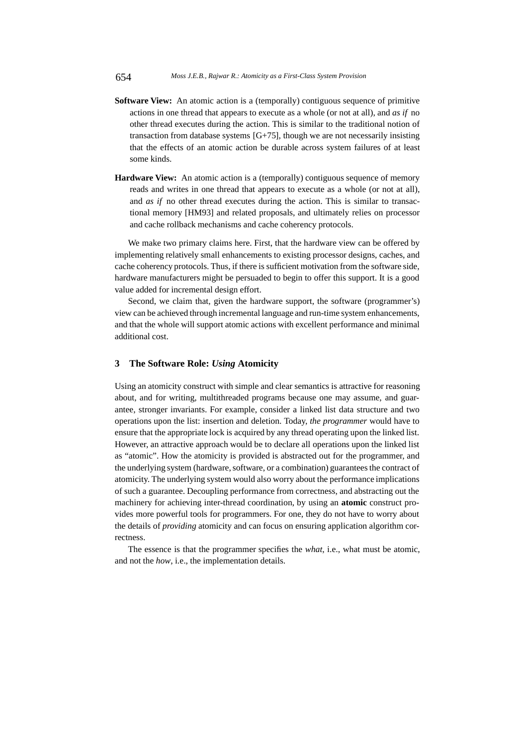**Software View:** An atomic action is a (temporally) contiguous sequence of primitive actions in one thread that appears to execute as a whole (or not at all), and *as if* no other thread executes during the action. This is similar to the traditional notion of transaction from database systems [G+75], though we are not necessarily insisting that the effects of an atomic action be durable across system failures of at least some kinds.

**Hardware View:** An atomic action is a (temporally) contiguous sequence of memory reads and writes in one thread that appears to execute as a whole (or not at all), and *as if* no other thread executes during the action. This is similar to transactional memory [HM93] and related proposals, and ultimately relies on processor and cache rollback mechanisms and cache coherency protocols.

We make two primary claims here. First, that the hardware view can be offered by implementing relatively small enhancements to existing processor designs, caches, and cache coherency protocols. Thus, if there is sufficient motivation from the software side, hardware manufacturers might be persuaded to begin to offer this support. It is a good value added for incremental design effort.

Second, we claim that, given the hardware support, the software (programmer's) view can be achieved through incremental language and run-time system enhancements, and that the whole will support atomic actions with excellent performance and minimal additional cost.

## 3 The Software Role: *Using* Atomicity

Using an atomicity construct with simple and clear semantics is attractive for reasoning about, and for writing, multithreaded programs because one may assume, and guarantee, stronger invariants. For example, consider a linked list data structure and two operations upon the list: insertion and deletion. Today, *the programmer* would have to ensure that the appropriate lock is acquired by any thread operating upon the linked list. However, an attractive approach would be to declare all operations upon the linked list as "atomic". How the atomicity is provided is abstracted out for the programmer, and the underlying system (hardware, software, or a combination) guarantees the contract of atomicity. The underlying system would also worry about the performance implications of such a guarantee. Decoupling performance from correctness, and abstracting out the machinery for achieving inter-thread coordination, by using an **atomic** construct provides more powerful tools for programmers. For one, they do not have to worry about the details of *providing* atomicity and can focus on ensuring application algorithm correctness.

The essence is that the programmer specifies the *what*, i.e., what must be atomic, and not the *how*, i.e., the implementation details.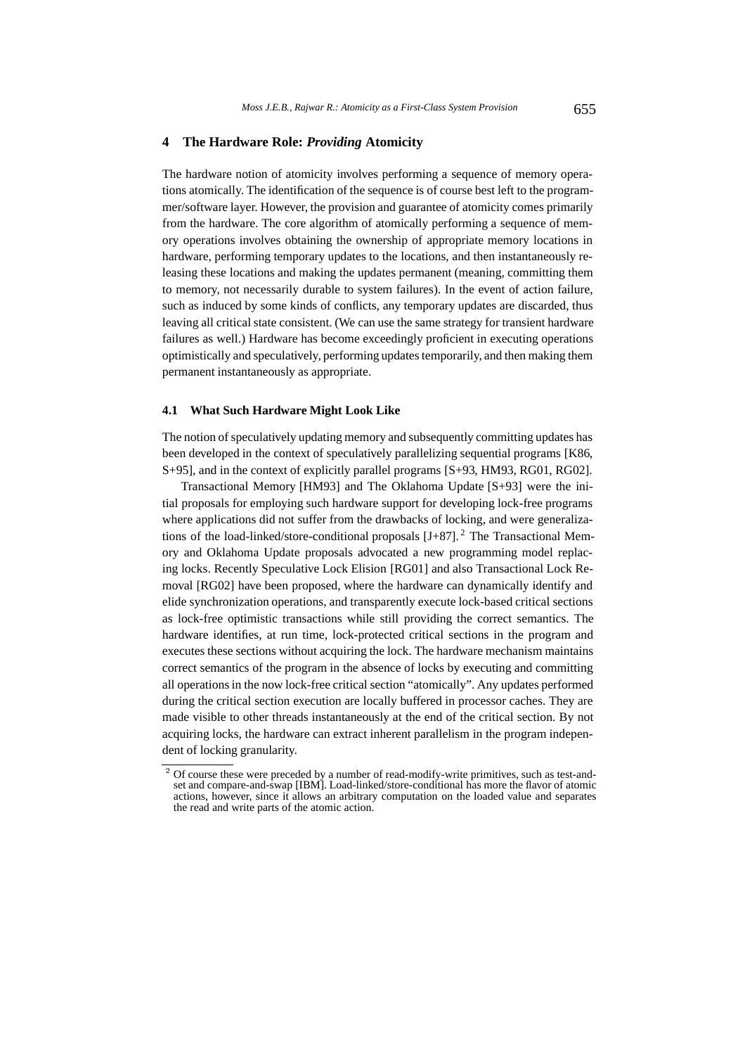## 4 The Hardware Role: *Providing* Atomicity

The hardware notion of atomicity involves performing a sequence of memory operations atomically. The identification of the sequence is of course best left to the programmer/software layer. However, the provision and guarantee of atomicity comes primarily from the hardware. The core algorithm of atomically performing a sequence of memory operations involves obtaining the ownership of appropriate memory locations in hardware, performing temporary updates to the locations, and then instantaneously releasing these locations and making the updates permanent (meaning, committing them to memory, not necessarily durable to system failures). In the event of action failure, such as induced by some kinds of conflicts, any temporary updates are discarded, thus leaving all critical state consistent. (We can use the same strategy for transient hardware failures as well.) Hardware has become exceedingly proficient in executing operations optimistically and speculatively, performing updates temporarily, and then making them permanent instantaneously as appropriate.

### 4.1 What Such Hardware Might Look Like

The notion of speculatively updating memory and subsequently committing updates has been developed in the context of speculatively parallelizing sequential programs [K86, S+95], and in the context of explicitly parallel programs [S+93, HM93, RG01, RG02].

Transactional Memory [HM93] and The Oklahoma Update [S+93] were the initial proposals for employing such hardware support for developing lock-free programs where applications did not suffer from the drawbacks of locking, and were generalizations of the load-linked/store-conditional proposals [J+87].[2] The Transactional Memory and Oklahoma Update proposals advocated a new programming model replacing locks. Recently Speculative Lock Elision [RG01] and also Transactional Lock Removal [RG02] have been proposed, where the hardware can dynamically identify and elide synchronization operations, and transparently execute lock-based critical sections as lock-free optimistic transactions while still providing the correct semantics. The hardware identifies, at run time, lock-protected critical sections in the program and executes these sections without acquiring the lock. The hardware mechanism maintains correct semantics of the program in the absence of locks by executing and committing all operations in the now lock-free critical section "atomically". Any updates performed during the critical section execution are locally buffered in processor caches. They are made visible to other threads instantaneously at the end of the critical section. By not acquiring locks, the hardware can extract inherent parallelism in the program independent of locking granularity.

[2] Of course these were preceded by a number of read-modify-write primitives, such as test-and-set and compare-and-swap [IBM]. Load-linked/store-conditional has more the flavor of atomic actions, however, since it allows an arbitrary computation on the loaded value and separates the read and write parts of the atomic action.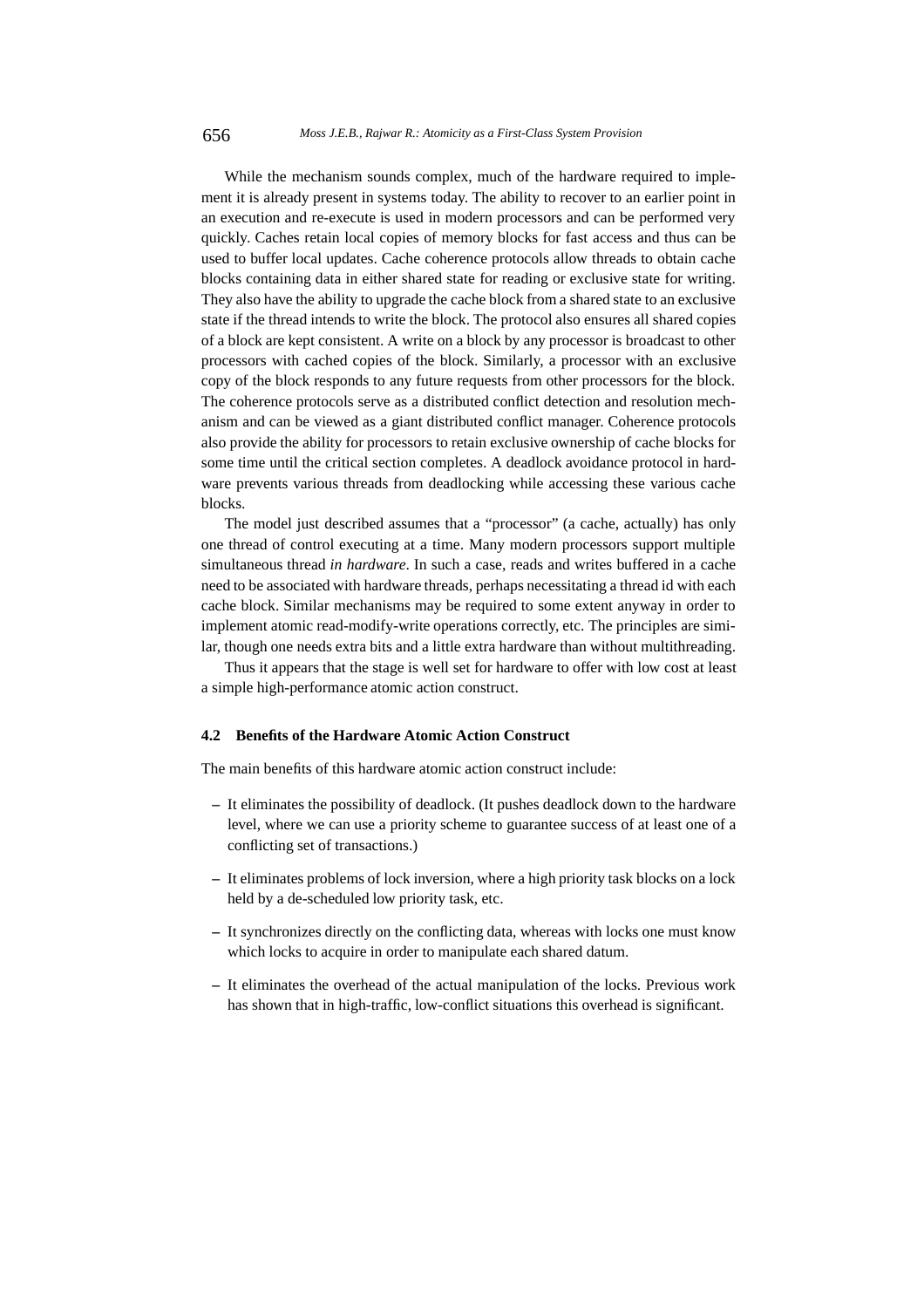While the mechanism sounds complex, much of the hardware required to implement it is already present in systems today. The ability to recover to an earlier point in an execution and re-execute is used in modern processors and can be performed very quickly. Caches retain local copies of memory blocks for fast access and thus can be used to buffer local updates. Cache coherence protocols allow threads to obtain cache blocks containing data in either shared state for reading or exclusive state for writing. They also have the ability to upgrade the cache block from a shared state to an exclusive state if the thread intends to write the block. The protocol also ensures all shared copies of a block are kept consistent. A write on a block by any processor is broadcast to other processors with cached copies of the block. Similarly, a processor with an exclusive copy of the block responds to any future requests from other processors for the block. The coherence protocols serve as a distributed conflict detection and resolution mechanism and can be viewed as a giant distributed conflict manager. Coherence protocols also provide the ability for processors to retain exclusive ownership of cache blocks for some time until the critical section completes. A deadlock avoidance protocol in hardware prevents various threads from deadlocking while accessing these various cache blocks.

The model just described assumes that a "processor" (a cache, actually) has only one thread of control executing at a time. Many modern processors support multiple simultaneous thread *in hardware*. In such a case, reads and writes buffered in a cache need to be associated with hardware threads, perhaps necessitating a thread id with each cache block. Similar mechanisms may be required to some extent anyway in order to implement atomic read-modify-write operations correctly, etc. The principles are similar, though one needs extra bits and a little extra hardware than without multithreading.

Thus it appears that the stage is well set for hardware to offer with low cost at least a simple high-performance atomic action construct.

### 4.2 Benefits of the Hardware Atomic Action Construct

The main benefits of this hardware atomic action construct include:

- It eliminates the possibility of deadlock. (It pushes deadlock down to the hardware level, where we can use a priority scheme to guarantee success of at least one of a conflicting set of transactions.)
- It eliminates problems of lock inversion, where a high priority task blocks on a lock held by a de-scheduled low priority task, etc.
- It synchronizes directly on the conflicting data, whereas with locks one must know which locks to acquire in order to manipulate each shared datum.
- It eliminates the overhead of the actual manipulation of the locks. Previous work has shown that in high-traffic, low-conflict situations this overhead is significant.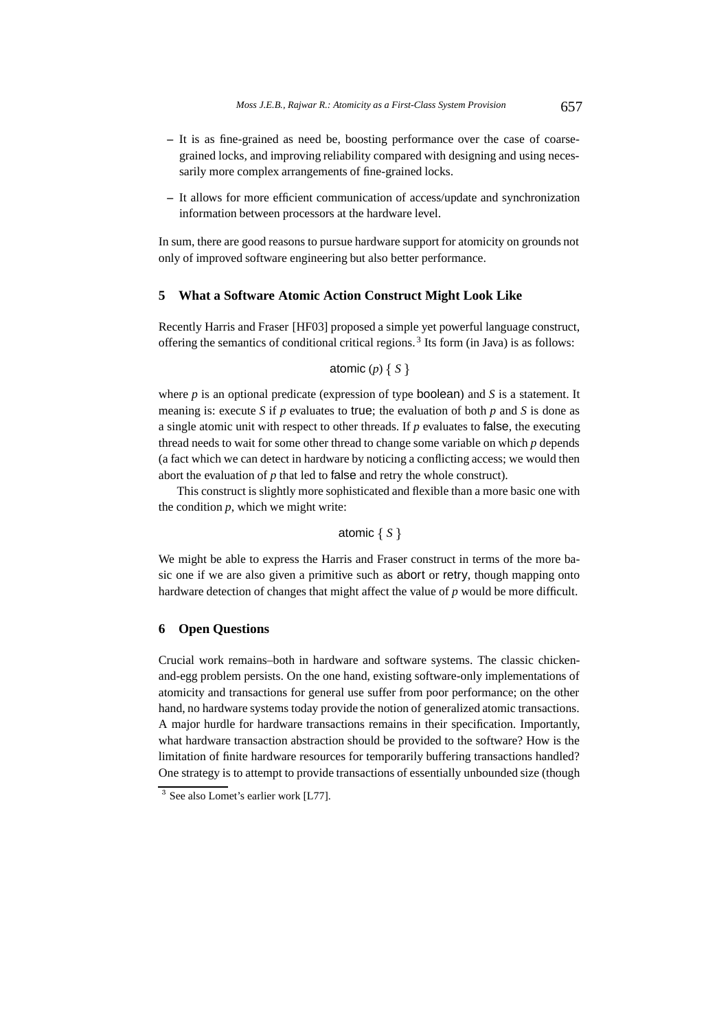- It is as fine-grained as need be, boosting performance over the case of coarse-grained locks, and improving reliability compared with designing and using necessarily more complex arrangements of fine-grained locks.
- It allows for more efficient communication of access/update and synchronization information between processors at the hardware level.

In sum, there are good reasons to pursue hardware support for atomicity on grounds not only of improved software engineering but also better performance.

## 5 What a Software Atomic Action Construct Might Look Like

Recently Harris and Fraser [HF03] proposed a simple yet powerful language construct, offering the semantics of conditional critical regions.[3] Its form (in Java) is as follows:

$$\text{atomic } (p) \ \{ \ S \ \}$$

where $p$ is an optional predicate (expression of type boolean) and $S$ is a statement. It meaning is: execute $S$ if $p$ evaluates to true; the evaluation of both $p$ and $S$ is done as a single atomic unit with respect to other threads. If $p$ evaluates to false, the executing thread needs to wait for some other thread to change some variable on which $p$ depends (a fact which we can detect in hardware by noticing a conflicting access; we would then abort the evaluation of $p$ that led to false and retry the whole construct).

This construct is slightly more sophisticated and flexible than a more basic one with the condition $p$, which we might write:

$$\text{atomic } \{ \ S \ \}$$

We might be able to express the Harris and Fraser construct in terms of the more basic one if we are also given a primitive such as abort or retry, though mapping onto hardware detection of changes that might affect the value of $p$ would be more difficult.

## 6 Open Questions

Crucial work remains–both in hardware and software systems. The classic chicken-and-egg problem persists. On the one hand, existing software-only implementations of atomicity and transactions for general use suffer from poor performance; on the other hand, no hardware systems today provide the notion of generalized atomic transactions. A major hurdle for hardware transactions remains in their specification. Importantly, what hardware transaction abstraction should be provided to the software? How is the limitation of finite hardware resources for temporarily buffering transactions handled? One strategy is to attempt to provide transactions of essentially unbounded size (though

[3] See also Lomet's earlier work [L77].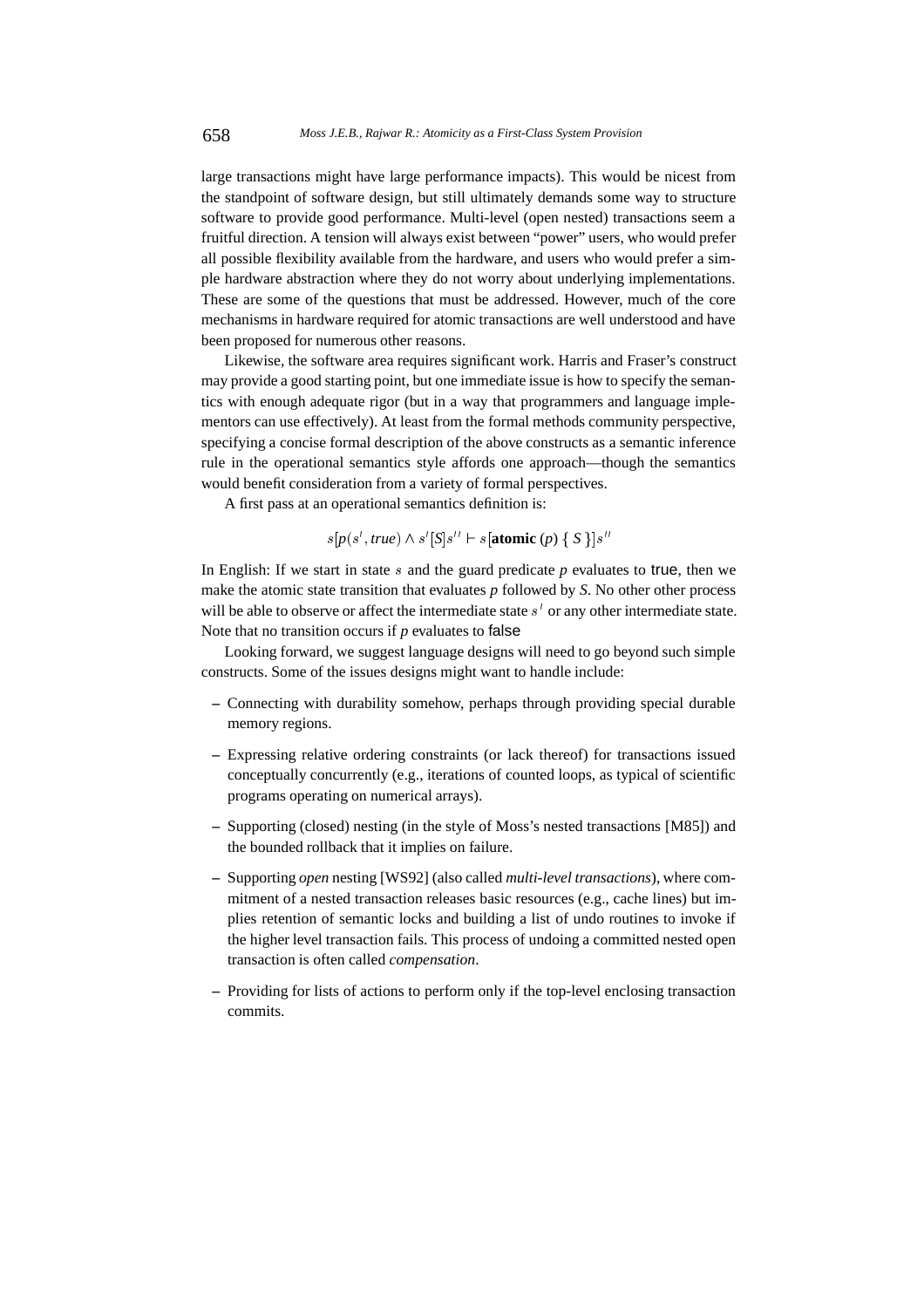large transactions might have large performance impacts). This would be nicest from the standpoint of software design, but still ultimately demands some way to structure software to provide good performance. Multi-level (open nested) transactions seem a fruitful direction. A tension will always exist between "power" users, who would prefer all possible flexibility available from the hardware, and users who would prefer a simple hardware abstraction where they do not worry about underlying implementations. These are some of the questions that must be addressed. However, much of the core mechanisms in hardware required for atomic transactions are well understood and have been proposed for numerous other reasons.

Likewise, the software area requires significant work. Harris and Fraser's construct may provide a good starting point, but one immediate issue is how to specify the semantics with enough adequate rigor (but in a way that programmers and language implementors can use effectively). At least from the formal methods community perspective, specifying a concise formal description of the above constructs as a semantic inference rule in the operational semantics style affords one approach—though the semantics would benefit consideration from a variety of formal perspectives.

A first pass at an operational semantics definition is:

$$s[p(s', true) \wedge s'[S]s'' \vdash s[\textbf{atomic}\ (p)\ \{\ S\ \}]s''$$

In English: If we start in state $s$ and the guard predicate $p$ evaluates to true, then we make the atomic state transition that evaluates $p$ followed by $S$. No other other process will be able to observe or affect the intermediate state $s'$ or any other intermediate state. Note that no transition occurs if $p$ evaluates to false

Looking forward, we suggest language designs will need to go beyond such simple constructs. Some of the issues designs might want to handle include:

- Connecting with durability somehow, perhaps through providing special durable memory regions.
- Expressing relative ordering constraints (or lack thereof) for transactions issued conceptually concurrently (e.g., iterations of counted loops, as typical of scientific programs operating on numerical arrays).
- Supporting (closed) nesting (in the style of Moss's nested transactions [M85]) and the bounded rollback that it implies on failure.
- Supporting *open* nesting [WS92] (also called *multi-level transactions*), where commitment of a nested transaction releases basic resources (e.g., cache lines) but implies retention of semantic locks and building a list of undo routines to invoke if the higher level transaction fails. This process of undoing a committed nested open transaction is often called *compensation*.
- Providing for lists of actions to perform only if the top-level enclosing transaction commits.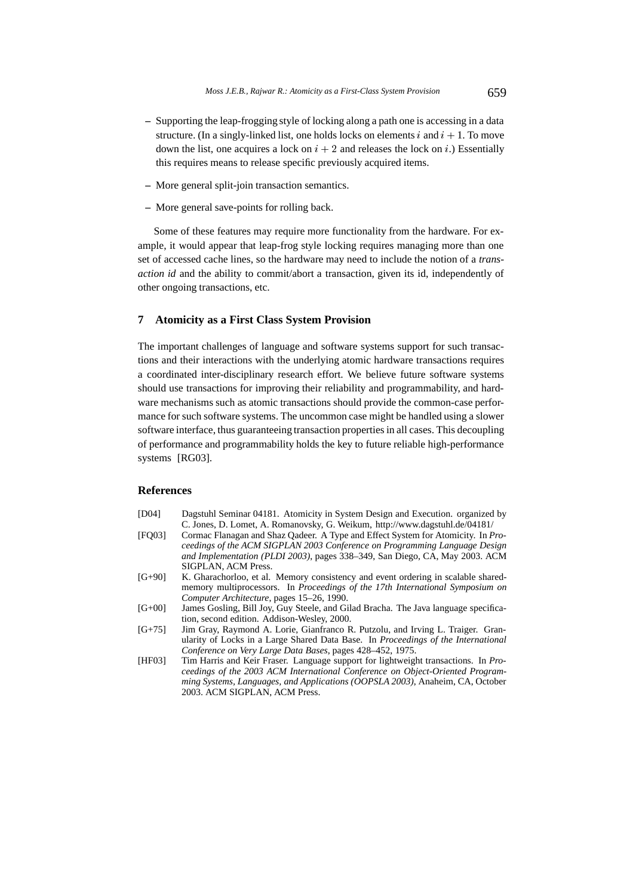- Supporting the leap-frogging style of locking along a path one is accessing in a data structure. (In a singly-linked list, one holds locks on elements $i$ and $i + 1$. To move down the list, one acquires a lock on $i + 2$ and releases the lock on $i$.) Essentially this requires means to release specific previously acquired items.
- More general split-join transaction semantics.
- More general save-points for rolling back.

Some of these features may require more functionality from the hardware. For example, it would appear that leap-frog style locking requires managing more than one set of accessed cache lines, so the hardware may need to include the notion of a *transaction id* and the ability to commit/abort a transaction, given its id, independently of other ongoing transactions, etc.

## 7 Atomicity as a First Class System Provision

The important challenges of language and software systems support for such transactions and their interactions with the underlying atomic hardware transactions requires a coordinated inter-disciplinary research effort. We believe future software systems should use transactions for improving their reliability and programmability, and hardware mechanisms such as atomic transactions should provide the common-case performance for such software systems. The uncommon case might be handled using a slower software interface, thus guaranteeing transaction properties in all cases. This decoupling of performance and programmability holds the key to future reliable high-performance systems [RG03].

## References

[D04] Dagstuhl Seminar 04181. Atomicity in System Design and Execution. organized by C. Jones, D. Lomet, A. Romanovsky, G. Weikum, http://www.dagstuhl.de/04181/

[FQ03] Cormac Flanagan and Shaz Qadeer. A Type and Effect System for Atomicity. In *Proceedings of the ACM SIGPLAN 2003 Conference on Programming Language Design and Implementation (PLDI 2003)*, pages 338–349, San Diego, CA, May 2003. ACM SIGPLAN, ACM Press.

[G+90] K. Gharachorloo, et al. Memory consistency and event ordering in scalable shared-memory multiprocessors. In *Proceedings of the 17th International Symposium on Computer Architecture*, pages 15–26, 1990.

[G+00] James Gosling, Bill Joy, Guy Steele, and Gilad Bracha. The Java language specification, second edition. Addison-Wesley, 2000.

[G+75] Jim Gray, Raymond A. Lorie, Gianfranco R. Putzolu, and Irving L. Traiger. Granularity of Locks in a Large Shared Data Base. In *Proceedings of the International Conference on Very Large Data Bases*, pages 428–452, 1975.

[HF03] Tim Harris and Keir Fraser. Language support for lightweight transactions. In *Proceedings of the 2003 ACM International Conference on Object-Oriented Programming Systems, Languages, and Applications (OOPSLA 2003)*, Anaheim, CA, October 2003. ACM SIGPLAN, ACM Press.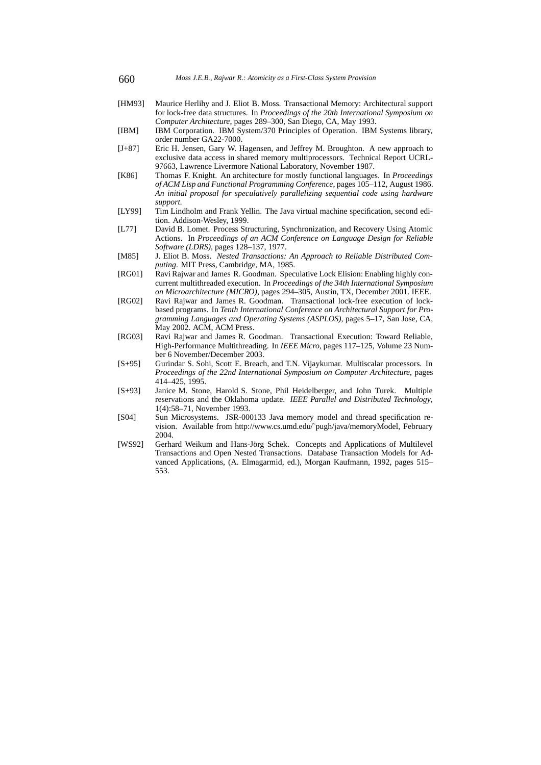[HM93] Maurice Herlihy and J. Eliot B. Moss. Transactional Memory: Architectural support for lock-free data structures. In *Proceedings of the 20th International Symposium on Computer Architecture*, pages 289–300, San Diego, CA, May 1993.

[IBM] IBM Corporation. IBM System/370 Principles of Operation. IBM Systems library, order number GA22-7000.

[J+87] Eric H. Jensen, Gary W. Hagensen, and Jeffrey M. Broughton. A new approach to exclusive data access in shared memory multiprocessors. Technical Report UCRL-97663, Lawrence Livermore National Laboratory, November 1987.

[K86] Thomas F. Knight. An architecture for mostly functional languages. In *Proceedings of ACM Lisp and Functional Programming Conference*, pages 105–112, August 1986. *An initial proposal for speculatively parallelizing sequential code using hardware support.*

[LY99] Tim Lindholm and Frank Yellin. The Java virtual machine specification, second edition. Addison-Wesley, 1999.

[L77] David B. Lomet. Process Structuring, Synchronization, and Recovery Using Atomic Actions. In *Proceedings of an ACM Conference on Language Design for Reliable Software (LDRS)*, pages 128–137, 1977.

[M85] J. Eliot B. Moss. *Nested Transactions: An Approach to Reliable Distributed Computing*. MIT Press, Cambridge, MA, 1985.

[RG01] Ravi Rajwar and James R. Goodman. Speculative Lock Elision: Enabling highly concurrent multithreaded execution. In *Proceedings of the 34th International Symposium on Microarchitecture (MICRO)*, pages 294–305, Austin, TX, December 2001. IEEE.

[RG02] Ravi Rajwar and James R. Goodman. Transactional lock-free execution of lock-based programs. In *Tenth International Conference on Architectural Support for Programming Languages and Operating Systems (ASPLOS)*, pages 5–17, San Jose, CA, May 2002. ACM, ACM Press.

[RG03] Ravi Rajwar and James R. Goodman. Transactional Execution: Toward Reliable, High-Performance Multithreading. In *IEEE Micro*, pages 117–125, Volume 23 Number 6 November/December 2003.

[S+95] Gurindar S. Sohi, Scott E. Breach, and T.N. Vijaykumar. Multiscalar processors. In *Proceedings of the 22nd International Symposium on Computer Architecture*, pages 414–425, 1995.

[S+93] Janice M. Stone, Harold S. Stone, Phil Heidelberger, and John Turek. Multiple reservations and the Oklahoma update. *IEEE Parallel and Distributed Technology*, 1(4):58–71, November 1993.

[S04] Sun Microsystems. JSR-000133 Java memory model and thread specification revision. Available from http://www.cs.umd.edu/˜pugh/java/memoryModel, February 2004.

[WS92] Gerhard Weikum and Hans-Jörg Schek. Concepts and Applications of Multilevel Transactions and Open Nested Transactions. Database Transaction Models for Advanced Applications, (A. Elmagarmid, ed.), Morgan Kaufmann, 1992, pages 515–553.